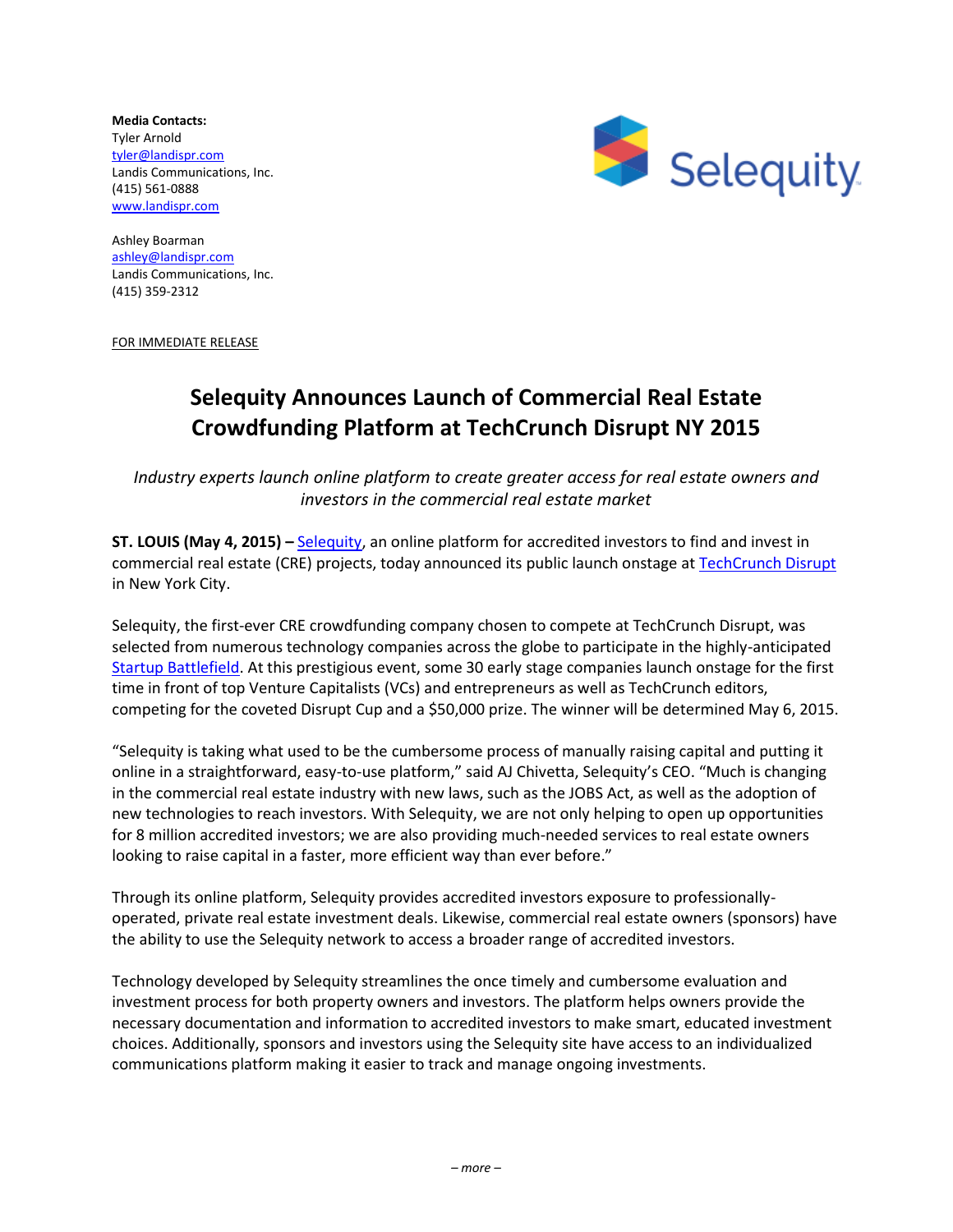**Media Contacts:**
Tyler Arnold
tyler@landispr.com
Landis Communications, Inc.
(415) 561-0888
www.landispr.com

Ashley Boarman
ashley@landispr.com
Landis Communications, Inc.
(415) 359-2312

FOR IMMEDIATE RELEASE

# Selequity Announces Launch of Commercial Real Estate Crowdfunding Platform at TechCrunch Disrupt NY 2015

*Industry experts launch online platform to create greater access for real estate owners and investors in the commercial real estate market*

**ST. LOUIS (May 4, 2015) –** Selequity, an online platform for accredited investors to find and invest in commercial real estate (CRE) projects, today announced its public launch onstage at TechCrunch Disrupt in New York City.

Selequity, the first-ever CRE crowdfunding company chosen to compete at TechCrunch Disrupt, was selected from numerous technology companies across the globe to participate in the highly-anticipated Startup Battlefield. At this prestigious event, some 30 early stage companies launch onstage for the first time in front of top Venture Capitalists (VCs) and entrepreneurs as well as TechCrunch editors, competing for the coveted Disrupt Cup and a $50,000 prize. The winner will be determined May 6, 2015.

"Selequity is taking what used to be the cumbersome process of manually raising capital and putting it online in a straightforward, easy-to-use platform," said AJ Chivetta, Selequity's CEO. "Much is changing in the commercial real estate industry with new laws, such as the JOBS Act, as well as the adoption of new technologies to reach investors. With Selequity, we are not only helping to open up opportunities for 8 million accredited investors; we are also providing much-needed services to real estate owners looking to raise capital in a faster, more efficient way than ever before."

Through its online platform, Selequity provides accredited investors exposure to professionally-operated, private real estate investment deals. Likewise, commercial real estate owners (sponsors) have the ability to use the Selequity network to access a broader range of accredited investors.

Technology developed by Selequity streamlines the once timely and cumbersome evaluation and investment process for both property owners and investors. The platform helps owners provide the necessary documentation and information to accredited investors to make smart, educated investment choices. Additionally, sponsors and investors using the Selequity site have access to an individualized communications platform making it easier to track and manage ongoing investments.

*– more –*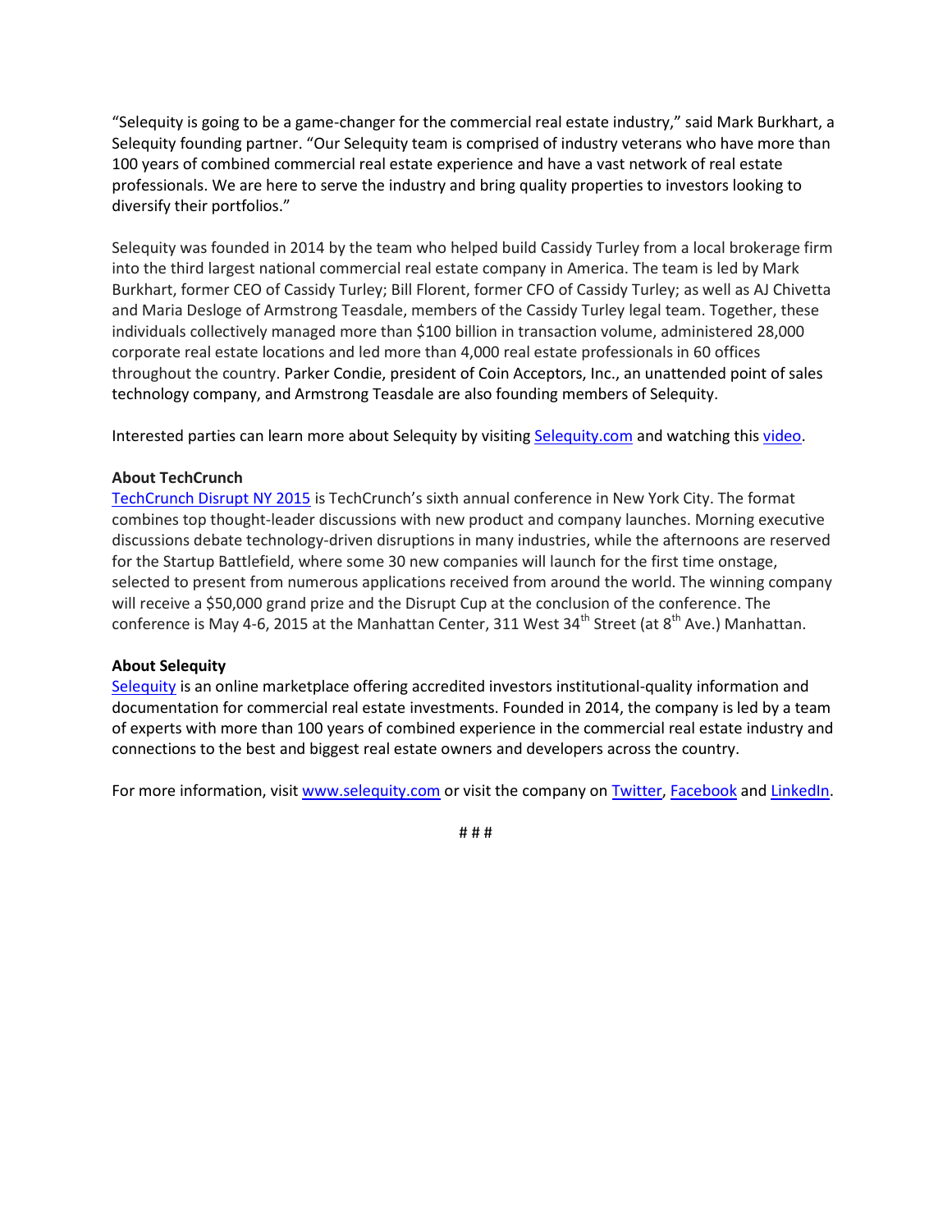"Selequity is going to be a game-changer for the commercial real estate industry," said Mark Burkhart, a Selequity founding partner. "Our Selequity team is comprised of industry veterans who have more than 100 years of combined commercial real estate experience and have a vast network of real estate professionals. We are here to serve the industry and bring quality properties to investors looking to diversify their portfolios."

Selequity was founded in 2014 by the team who helped build Cassidy Turley from a local brokerage firm into the third largest national commercial real estate company in America. The team is led by Mark Burkhart, former CEO of Cassidy Turley; Bill Florent, former CFO of Cassidy Turley; as well as AJ Chivetta and Maria Desloge of Armstrong Teasdale, members of the Cassidy Turley legal team. Together, these individuals collectively managed more than $100 billion in transaction volume, administered 28,000 corporate real estate locations and led more than 4,000 real estate professionals in 60 offices throughout the country. Parker Condie, president of Coin Acceptors, Inc., an unattended point of sales technology company, and Armstrong Teasdale are also founding members of Selequity.

Interested parties can learn more about Selequity by visiting Selequity.com and watching this video.

**About TechCrunch**

TechCrunch Disrupt NY 2015 is TechCrunch's sixth annual conference in New York City. The format combines top thought-leader discussions with new product and company launches. Morning executive discussions debate technology-driven disruptions in many industries, while the afternoons are reserved for the Startup Battlefield, where some 30 new companies will launch for the first time onstage, selected to present from numerous applications received from around the world. The winning company will receive a $50,000 grand prize and the Disrupt Cup at the conclusion of the conference. The conference is May 4-6, 2015 at the Manhattan Center, 311 West 34th Street (at 8th Ave.) Manhattan.

**About Selequity**

Selequity is an online marketplace offering accredited investors institutional-quality information and documentation for commercial real estate investments. Founded in 2014, the company is led by a team of experts with more than 100 years of combined experience in the commercial real estate industry and connections to the best and biggest real estate owners and developers across the country.

For more information, visit www.selequity.com or visit the company on Twitter, Facebook and LinkedIn.

# # #